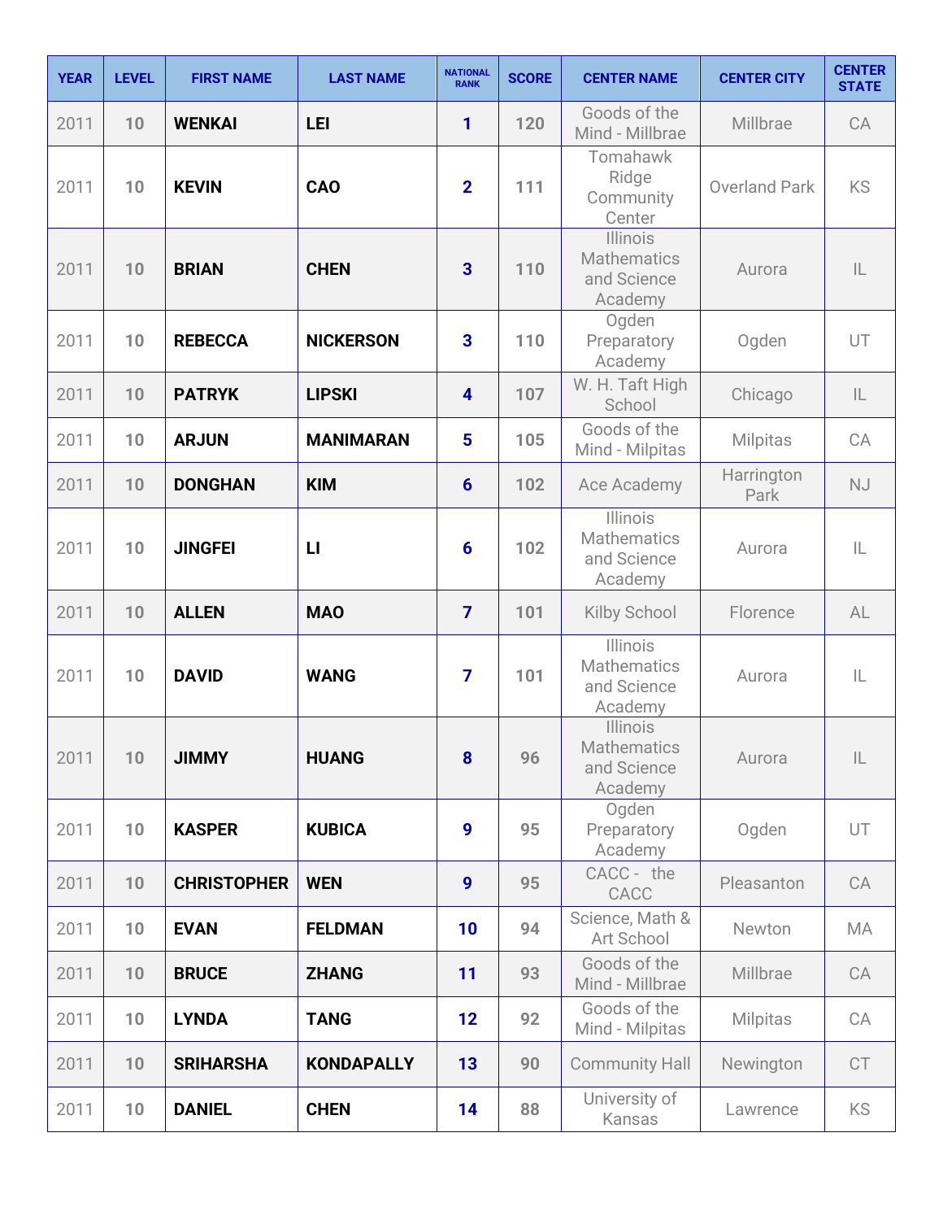| YEAR | LEVEL | FIRST NAME | LAST NAME | NATIONAL RANK | SCORE | CENTER NAME | CENTER CITY | CENTER STATE |
|---|---|---|---|---|---|---|---|---|
| 2011 | 10 | WENKAI | LEI | 1 | 120 | Goods of the Mind - Millbrae | Millbrae | CA |
| 2011 | 10 | KEVIN | CAO | 2 | 111 | Tomahawk Ridge Community Center | Overland Park | KS |
| 2011 | 10 | BRIAN | CHEN | 3 | 110 | Illinois Mathematics and Science Academy | Aurora | IL |
| 2011 | 10 | REBECCA | NICKERSON | 3 | 110 | Ogden Preparatory Academy | Ogden | UT |
| 2011 | 10 | PATRYK | LIPSKI | 4 | 107 | W. H. Taft High School | Chicago | IL |
| 2011 | 10 | ARJUN | MANIMARAN | 5 | 105 | Goods of the Mind - Milpitas | Milpitas | CA |
| 2011 | 10 | DONGHAN | KIM | 6 | 102 | Ace Academy | Harrington Park | NJ |
| 2011 | 10 | JINGFEI | LI | 6 | 102 | Illinois Mathematics and Science Academy | Aurora | IL |
| 2011 | 10 | ALLEN | MAO | 7 | 101 | Kilby School | Florence | AL |
| 2011 | 10 | DAVID | WANG | 7 | 101 | Illinois Mathematics and Science Academy | Aurora | IL |
| 2011 | 10 | JIMMY | HUANG | 8 | 96 | Illinois Mathematics and Science Academy | Aurora | IL |
| 2011 | 10 | KASPER | KUBICA | 9 | 95 | Ogden Preparatory Academy | Ogden | UT |
| 2011 | 10 | CHRISTOPHER | WEN | 9 | 95 | CACC - the CACC | Pleasanton | CA |
| 2011 | 10 | EVAN | FELDMAN | 10 | 94 | Science, Math & Art School | Newton | MA |
| 2011 | 10 | BRUCE | ZHANG | 11 | 93 | Goods of the Mind - Millbrae | Millbrae | CA |
| 2011 | 10 | LYNDA | TANG | 12 | 92 | Goods of the Mind - Milpitas | Milpitas | CA |
| 2011 | 10 | SRIHARSHA | KONDAPALLY | 13 | 90 | Community Hall | Newington | CT |
| 2011 | 10 | DANIEL | CHEN | 14 | 88 | University of Kansas | Lawrence | KS |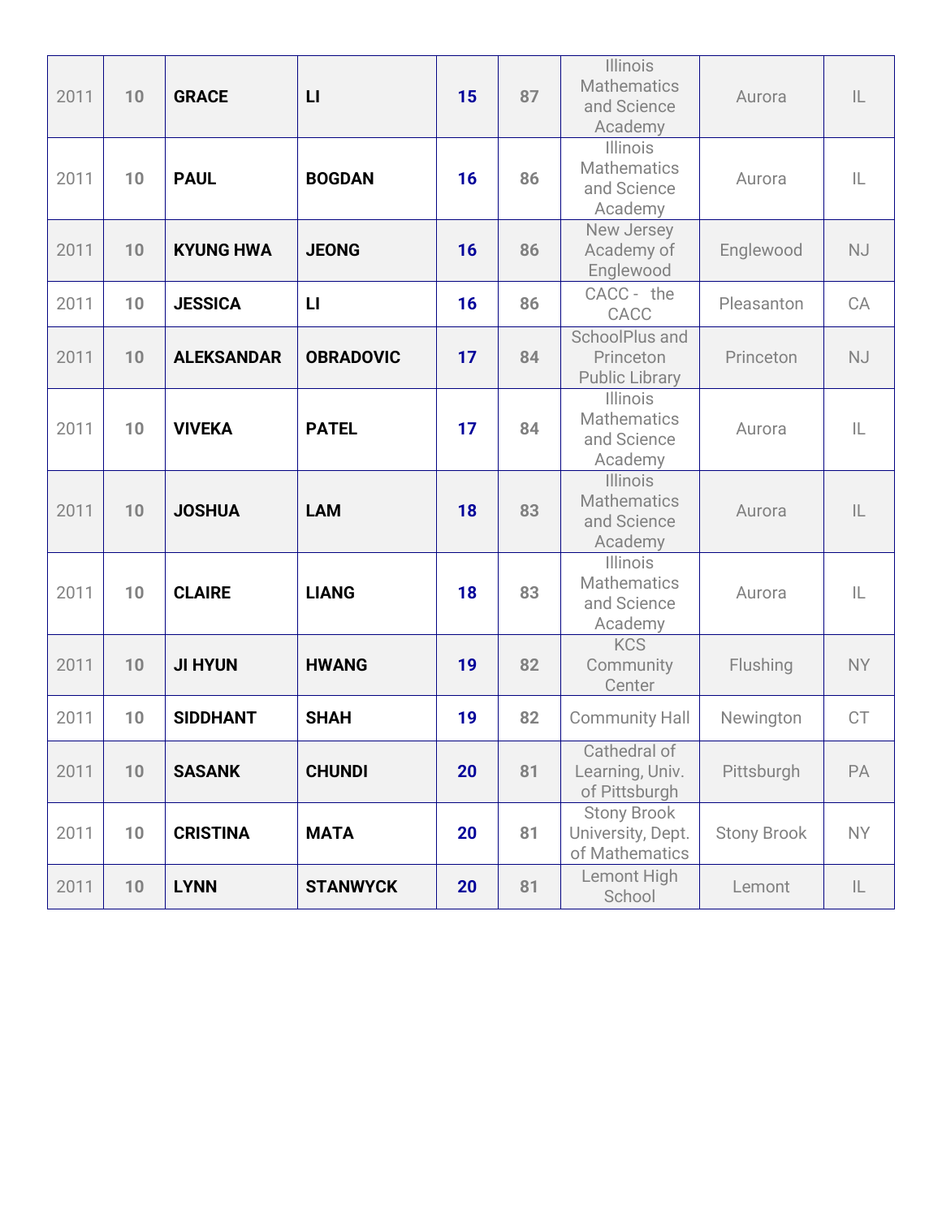| | | | | | | | | |
|---|---|---|---|---|---|---|---|---|
| 2011 | 10 | **GRACE** | **LI** | 15 | 87 | Illinois Mathematics and Science Academy | Aurora | IL |
| 2011 | 10 | **PAUL** | **BOGDAN** | 16 | 86 | Illinois Mathematics and Science Academy | Aurora | IL |
| 2011 | 10 | **KYUNG HWA** | **JEONG** | 16 | 86 | New Jersey Academy of Englewood | Englewood | NJ |
| 2011 | 10 | **JESSICA** | **LI** | 16 | 86 | CACC - the CACC | Pleasanton | CA |
| 2011 | 10 | **ALEKSANDAR** | **OBRADOVIC** | 17 | 84 | SchoolPlus and Princeton Public Library | Princeton | NJ |
| 2011 | 10 | **VIVEKA** | **PATEL** | 17 | 84 | Illinois Mathematics and Science Academy | Aurora | IL |
| 2011 | 10 | **JOSHUA** | **LAM** | 18 | 83 | Illinois Mathematics and Science Academy | Aurora | IL |
| 2011 | 10 | **CLAIRE** | **LIANG** | 18 | 83 | Illinois Mathematics and Science Academy | Aurora | IL |
| 2011 | 10 | **JI HYUN** | **HWANG** | 19 | 82 | KCS Community Center | Flushing | NY |
| 2011 | 10 | **SIDDHANT** | **SHAH** | 19 | 82 | Community Hall | Newington | CT |
| 2011 | 10 | **SASANK** | **CHUNDI** | 20 | 81 | Cathedral of Learning, Univ. of Pittsburgh | Pittsburgh | PA |
| 2011 | 10 | **CRISTINA** | **MATA** | 20 | 81 | Stony Brook University, Dept. of Mathematics | Stony Brook | NY |
| 2011 | 10 | **LYNN** | **STANWYCK** | 20 | 81 | Lemont High School | Lemont | IL |